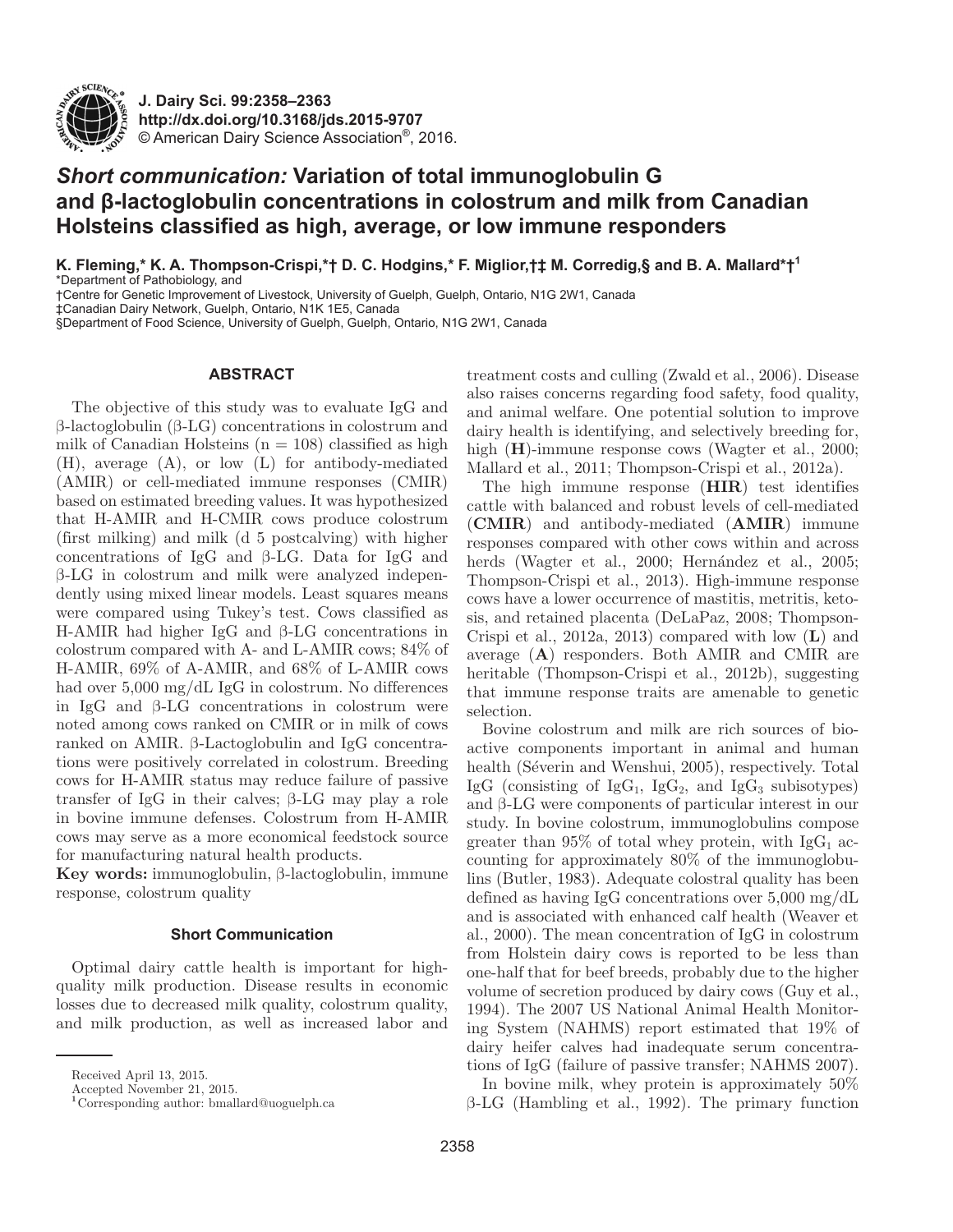J. Dairy Sci. 99:2358–2363
http://dx.doi.org/10.3168/jds.2015-9707
© American Dairy Science Association®, 2016.

# *Short communication:* Variation of total immunoglobulin G and β-lactoglobulin concentrations in colostrum and milk from Canadian Holsteins classified as high, average, or low immune responders

**K. Fleming,\* K. A. Thompson-Crispi,\*† D. C. Hodgins,\* F. Miglior,†‡ M. Corredig,§ and B. A. Mallard\*†[1]**

\*Department of Pathobiology, and
†Centre for Genetic Improvement of Livestock, University of Guelph, Guelph, Ontario, N1G 2W1, Canada
‡Canadian Dairy Network, Guelph, Ontario, N1K 1E5, Canada
§Department of Food Science, University of Guelph, Guelph, Ontario, N1G 2W1, Canada

## ABSTRACT

The objective of this study was to evaluate IgG and β-lactoglobulin (β-LG) concentrations in colostrum and milk of Canadian Holsteins (n = 108) classified as high (H), average (A), or low (L) for antibody-mediated (AMIR) or cell-mediated immune responses (CMIR) based on estimated breeding values. It was hypothesized that H-AMIR and H-CMIR cows produce colostrum (first milking) and milk (d 5 postcalving) with higher concentrations of IgG and β-LG. Data for IgG and β-LG in colostrum and milk were analyzed independently using mixed linear models. Least squares means were compared using Tukey's test. Cows classified as H-AMIR had higher IgG and β-LG concentrations in colostrum compared with A- and L-AMIR cows; 84% of H-AMIR, 69% of A-AMIR, and 68% of L-AMIR cows had over 5,000 mg/dL IgG in colostrum. No differences in IgG and β-LG concentrations in colostrum were noted among cows ranked on CMIR or in milk of cows ranked on AMIR. β-Lactoglobulin and IgG concentrations were positively correlated in colostrum. Breeding cows for H-AMIR status may reduce failure of passive transfer of IgG in their calves; β-LG may play a role in bovine immune defenses. Colostrum from H-AMIR cows may serve as a more economical feedstock source for manufacturing natural health products.

**Key words:** immunoglobulin, β-lactoglobulin, immune response, colostrum quality

## Short Communication

Optimal dairy cattle health is important for high-quality milk production. Disease results in economic losses due to decreased milk quality, colostrum quality, and milk production, as well as increased labor and treatment costs and culling (Zwald et al., 2006). Disease also raises concerns regarding food safety, food quality, and animal welfare. One potential solution to improve dairy health is identifying, and selectively breeding for, high (**H**)-immune response cows (Wagter et al., 2000; Mallard et al., 2011; Thompson-Crispi et al., 2012a).

The high immune response (**HIR**) test identifies cattle with balanced and robust levels of cell-mediated (**CMIR**) and antibody-mediated (**AMIR**) immune responses compared with other cows within and across herds (Wagter et al., 2000; Hernández et al., 2005; Thompson-Crispi et al., 2013). High-immune response cows have a lower occurrence of mastitis, metritis, ketosis, and retained placenta (DeLaPaz, 2008; Thompson-Crispi et al., 2012a, 2013) compared with low (**L**) and average (**A**) responders. Both AMIR and CMIR are heritable (Thompson-Crispi et al., 2012b), suggesting that immune response traits are amenable to genetic selection.

Bovine colostrum and milk are rich sources of bioactive components important in animal and human health (Séverin and Wenshui, 2005), respectively. Total IgG (consisting of $IgG_1$, $IgG_2$, and $IgG_3$ subisotypes) and β-LG were components of particular interest in our study. In bovine colostrum, immunoglobulins compose greater than 95% of total whey protein, with $IgG_1$ accounting for approximately 80% of the immunoglobulins (Butler, 1983). Adequate colostral quality has been defined as having IgG concentrations over 5,000 mg/dL and is associated with enhanced calf health (Weaver et al., 2000). The mean concentration of IgG in colostrum from Holstein dairy cows is reported to be less than one-half that for beef breeds, probably due to the higher volume of secretion produced by dairy cows (Guy et al., 1994). The 2007 US National Animal Health Monitoring System (NAHMS) report estimated that 19% of dairy heifer calves had inadequate serum concentrations of IgG (failure of passive transfer; NAHMS 2007).

In bovine milk, whey protein is approximately 50% β-LG (Hambling et al., 1992). The primary function

Received April 13, 2015.
Accepted November 21, 2015.
[1]Corresponding author: bmallard@uoguelph.ca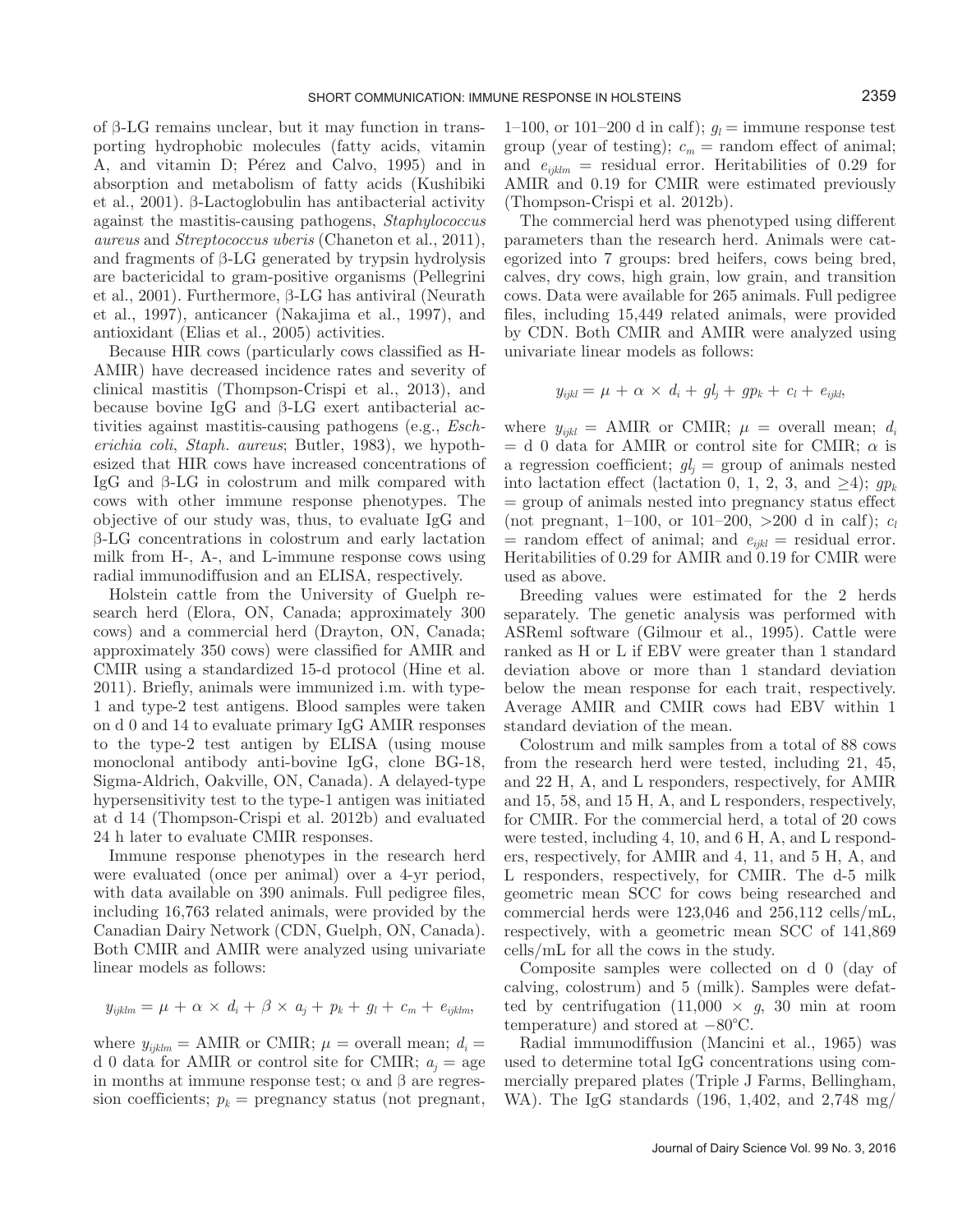of β-LG remains unclear, but it may function in transporting hydrophobic molecules (fatty acids, vitamin A, and vitamin D; Pérez and Calvo, 1995) and in absorption and metabolism of fatty acids (Kushibiki et al., 2001). β-Lactoglobulin has antibacterial activity against the mastitis-causing pathogens, *Staphylococcus aureus* and *Streptococcus uberis* (Chaneton et al., 2011), and fragments of β-LG generated by trypsin hydrolysis are bactericidal to gram-positive organisms (Pellegrini et al., 2001). Furthermore, β-LG has antiviral (Neurath et al., 1997), anticancer (Nakajima et al., 1997), and antioxidant (Elias et al., 2005) activities.

Because HIR cows (particularly cows classified as H-AMIR) have decreased incidence rates and severity of clinical mastitis (Thompson-Crispi et al., 2013), and because bovine IgG and β-LG exert antibacterial activities against mastitis-causing pathogens (e.g., *Escherichia coli*, *Staph. aureus*; Butler, 1983), we hypothesized that HIR cows have increased concentrations of IgG and β-LG in colostrum and milk compared with cows with other immune response phenotypes. The objective of our study was, thus, to evaluate IgG and β-LG concentrations in colostrum and early lactation milk from H-, A-, and L-immune response cows using radial immunodiffusion and an ELISA, respectively.

Holstein cattle from the University of Guelph research herd (Elora, ON, Canada; approximately 300 cows) and a commercial herd (Drayton, ON, Canada; approximately 350 cows) were classified for AMIR and CMIR using a standardized 15-d protocol (Hine et al. 2011). Briefly, animals were immunized i.m. with type-1 and type-2 test antigens. Blood samples were taken on d 0 and 14 to evaluate primary IgG AMIR responses to the type-2 test antigen by ELISA (using mouse monoclonal antibody anti-bovine IgG, clone BG-18, Sigma-Aldrich, Oakville, ON, Canada). A delayed-type hypersensitivity test to the type-1 antigen was initiated at d 14 (Thompson-Crispi et al. 2012b) and evaluated 24 h later to evaluate CMIR responses.

Immune response phenotypes in the research herd were evaluated (once per animal) over a 4-yr period, with data available on 390 animals. Full pedigree files, including 16,763 related animals, were provided by the Canadian Dairy Network (CDN, Guelph, ON, Canada). Both CMIR and AMIR were analyzed using univariate linear models as follows:

$$y_{ijklm} = \mu + \alpha \times d_i + \beta \times a_j + p_k + g_l + c_m + e_{ijklm},$$

where $y_{ijklm}$ = AMIR or CMIR; $\mu$ = overall mean; $d_i$ = d 0 data for AMIR or control site for CMIR; $a_j$ = age in months at immune response test; $\alpha$ and $\beta$ are regression coefficients; $p_k$ = pregnancy status (not pregnant, 1–100, or 101–200 d in calf); $g_l$ = immune response test group (year of testing); $c_m$ = random effect of animal; and $e_{ijklm}$ = residual error. Heritabilities of 0.29 for AMIR and 0.19 for CMIR were estimated previously (Thompson-Crispi et al. 2012b).

The commercial herd was phenotyped using different parameters than the research herd. Animals were categorized into 7 groups: bred heifers, cows being bred, calves, dry cows, high grain, low grain, and transition cows. Data were available for 265 animals. Full pedigree files, including 15,449 related animals, were provided by CDN. Both CMIR and AMIR were analyzed using univariate linear models as follows:

$$y_{ijkl} = \mu + \alpha \times d_i + gl_j + gp_k + c_l + e_{ijkl},$$

where $y_{ijkl}$ = AMIR or CMIR; $\mu$ = overall mean; $d_i$ = d 0 data for AMIR or control site for CMIR; $\alpha$ is a regression coefficient; $gl_j$ = group of animals nested into lactation effect (lactation 0, 1, 2, 3, and ≥4); $gp_k$ = group of animals nested into pregnancy status effect (not pregnant, 1–100, or 101–200, >200 d in calf); $c_l$ = random effect of animal; and $e_{ijkl}$ = residual error. Heritabilities of 0.29 for AMIR and 0.19 for CMIR were used as above.

Breeding values were estimated for the 2 herds separately. The genetic analysis was performed with ASReml software (Gilmour et al., 1995). Cattle were ranked as H or L if EBV were greater than 1 standard deviation above or more than 1 standard deviation below the mean response for each trait, respectively. Average AMIR and CMIR cows had EBV within 1 standard deviation of the mean.

Colostrum and milk samples from a total of 88 cows from the research herd were tested, including 21, 45, and 22 H, A, and L responders, respectively, for AMIR and 15, 58, and 15 H, A, and L responders, respectively, for CMIR. For the commercial herd, a total of 20 cows were tested, including 4, 10, and 6 H, A, and L responders, respectively, for AMIR and 4, 11, and 5 H, A, and L responders, respectively, for CMIR. The d-5 milk geometric mean SCC for cows being researched and commercial herds were 123,046 and 256,112 cells/mL, respectively, with a geometric mean SCC of 141,869 cells/mL for all the cows in the study.

Composite samples were collected on d 0 (day of calving, colostrum) and 5 (milk). Samples were defatted by centrifugation (11,000 × *g*, 30 min at room temperature) and stored at −80°C.

Radial immunodiffusion (Mancini et al., 1965) was used to determine total IgG concentrations using commercially prepared plates (Triple J Farms, Bellingham, WA). The IgG standards (196, 1,402, and 2,748 mg/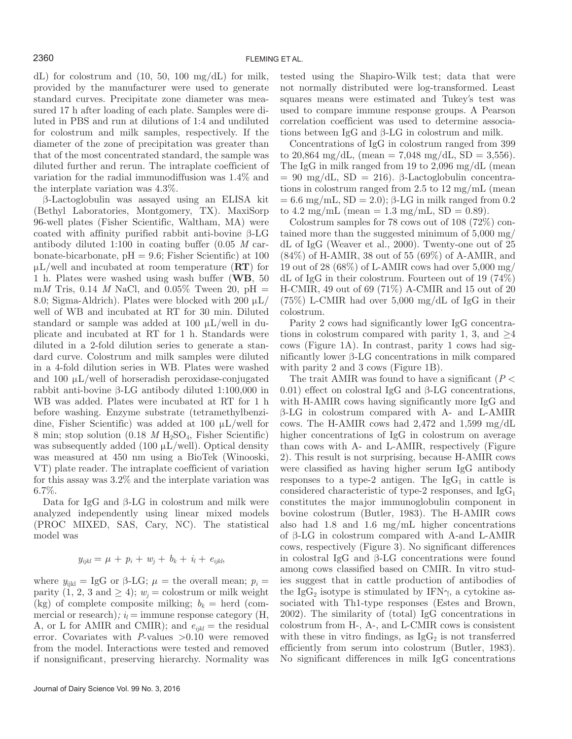dL) for colostrum and (10, 50, 100 mg/dL) for milk, provided by the manufacturer were used to generate standard curves. Precipitate zone diameter was measured 17 h after loading of each plate. Samples were diluted in PBS and run at dilutions of 1:4 and undiluted for colostrum and milk samples, respectively. If the diameter of the zone of precipitation was greater than that of the most concentrated standard, the sample was diluted further and rerun. The intraplate coefficient of variation for the radial immunodiffusion was 1.4% and the interplate variation was 4.3%.

β-Lactoglobulin was assayed using an ELISA kit (Bethyl Laboratories, Montgomery, TX). MaxiSorp 96-well plates (Fisher Scientific, Waltham, MA) were coated with affinity purified rabbit anti-bovine β-LG antibody diluted 1:100 in coating buffer (0.05 *M* carbonate-bicarbonate, pH = 9.6; Fisher Scientific) at 100 μL/well and incubated at room temperature (**RT**) for 1 h. Plates were washed using wash buffer (**WB**, 50 m*M* Tris, 0.14 *M* NaCl, and 0.05% Tween 20, pH = 8.0; Sigma-Aldrich). Plates were blocked with 200 μL/well of WB and incubated at RT for 30 min. Diluted standard or sample was added at 100 μL/well in duplicate and incubated at RT for 1 h. Standards were diluted in a 2-fold dilution series to generate a standard curve. Colostrum and milk samples were diluted in a 4-fold dilution series in WB. Plates were washed and 100 μL/well of horseradish peroxidase-conjugated rabbit anti-bovine β-LG antibody diluted 1:100,000 in WB was added. Plates were incubated at RT for 1 h before washing. Enzyme substrate (tetramethylbenzidine, Fisher Scientific) was added at 100 μL/well for 8 min; stop solution (0.18 *M* $H_2SO_4$, Fisher Scientific) was subsequently added (100 μL/well). Optical density was measured at 450 nm using a BioTek (Winooski, VT) plate reader. The intraplate coefficient of variation for this assay was 3.2% and the interplate variation was 6.7%.

Data for IgG and β-LG in colostrum and milk were analyzed independently using linear mixed models (PROC MIXED, SAS, Cary, NC). The statistical model was

$$y_{ijkl} = \mu + p_i + w_j + b_k + i_l + e_{ijkl},$$

where $y_{ijkl}$ = IgG or β-LG; $\mu$ = the overall mean; $p_i$ = parity (1, 2, 3 and ≥ 4); $w_j$ = colostrum or milk weight (kg) of complete composite milking; $b_k$ = herd (commercial or research); $i_l$ = immune response category (H, A, or L for AMIR and CMIR); and $e_{ijkl}$ = the residual error. Covariates with *P*-values >0.10 were removed from the model. Interactions were tested and removed if nonsignificant, preserving hierarchy. Normality was tested using the Shapiro-Wilk test; data that were not normally distributed were log-transformed. Least squares means were estimated and Tukey's test was used to compare immune response groups. A Pearson correlation coefficient was used to determine associations between IgG and β-LG in colostrum and milk.

Concentrations of IgG in colostrum ranged from 399 to 20,864 mg/dL, (mean = 7,048 mg/dL, SD = 3,556). The IgG in milk ranged from 19 to 2,096 mg/dL (mean = 90 mg/dL, SD = 216). β-Lactoglobulin concentrations in colostrum ranged from 2.5 to 12 mg/mL (mean = 6.6 mg/mL, SD = 2.0); β-LG in milk ranged from 0.2 to 4.2 mg/mL (mean = 1.3 mg/mL, SD = 0.89).

Colostrum samples for 78 cows out of 108 (72%) contained more than the suggested minimum of 5,000 mg/dL of IgG (Weaver et al., 2000). Twenty-one out of 25 (84%) of H-AMIR, 38 out of 55 (69%) of A-AMIR, and 19 out of 28 (68%) of L-AMIR cows had over 5,000 mg/dL of IgG in their colostrum. Fourteen out of 19 (74%) H-CMIR, 49 out of 69 (71%) A-CMIR and 15 out of 20 (75%) L-CMIR had over 5,000 mg/dL of IgG in their colostrum.

Parity 2 cows had significantly lower IgG concentrations in colostrum compared with parity 1, 3, and ≥4 cows (Figure 1A). In contrast, parity 1 cows had significantly lower β-LG concentrations in milk compared with parity 2 and 3 cows (Figure 1B).

The trait AMIR was found to have a significant ($P < 0.01$) effect on colostral IgG and β-LG concentrations, with H-AMIR cows having significantly more IgG and β-LG in colostrum compared with A- and L-AMIR cows. The H-AMIR cows had 2,472 and 1,599 mg/dL higher concentrations of IgG in colostrum on average than cows with A- and L-AMIR, respectively (Figure 2). This result is not surprising, because H-AMIR cows were classified as having higher serum IgG antibody responses to a type-2 antigen. The $IgG_1$ in cattle is considered characteristic of type-2 responses, and $IgG_1$ constitutes the major immunoglobulin component in bovine colostrum (Butler, 1983). The H-AMIR cows also had 1.8 and 1.6 mg/mL higher concentrations of β-LG in colostrum compared with A-and L-AMIR cows, respectively (Figure 3). No significant differences in colostral IgG and β-LG concentrations were found among cows classified based on CMIR. In vitro studies suggest that in cattle production of antibodies of the $IgG_2$ isotype is stimulated by IFNγ, a cytokine associated with Th1-type responses (Estes and Brown, 2002). The similarity of (total) IgG concentrations in colostrum from H-, A-, and L-CMIR cows is consistent with these in vitro findings, as $IgG_2$ is not transferred efficiently from serum into colostrum (Butler, 1983). No significant differences in milk IgG concentrations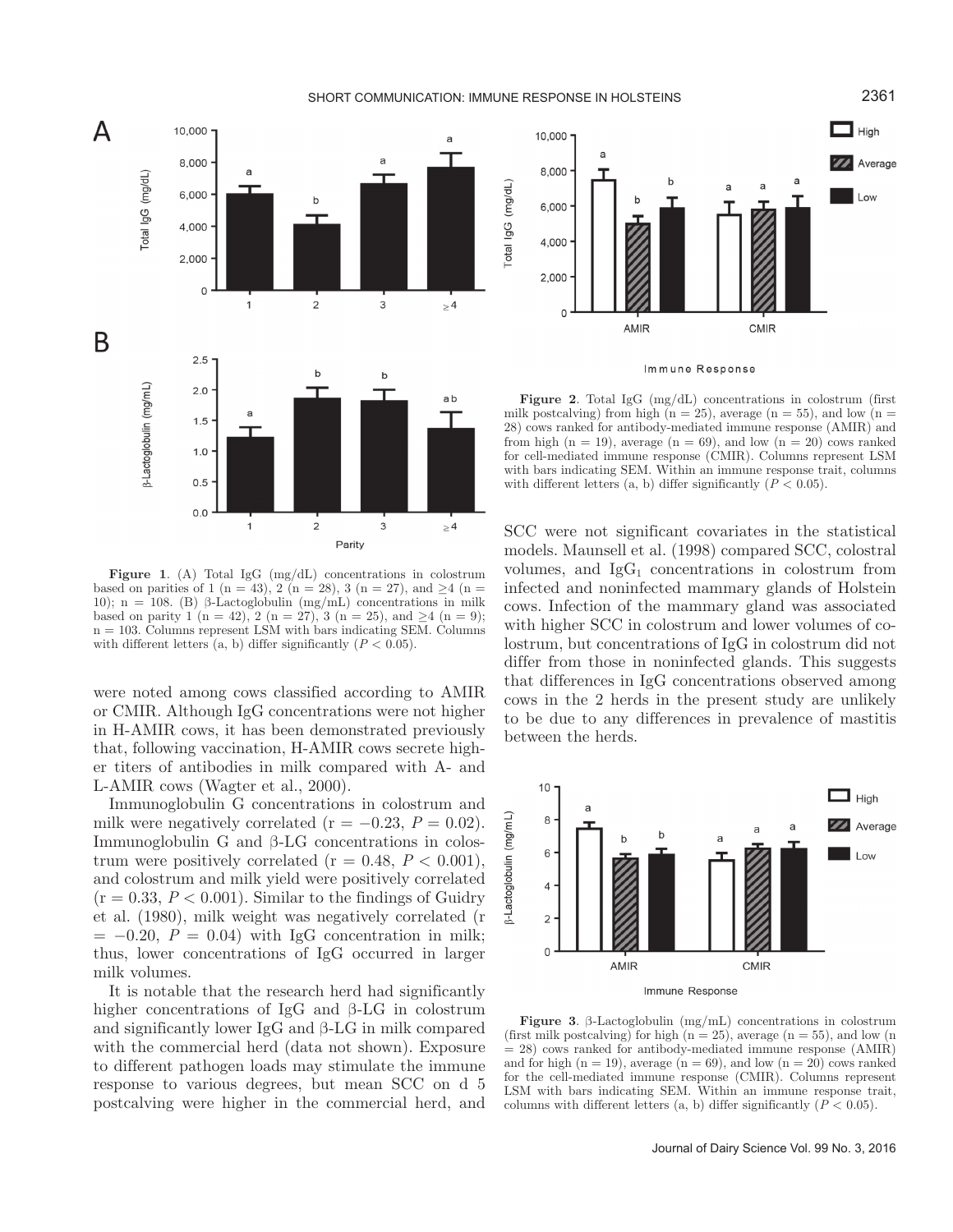Figure 1. (A) Total IgG (mg/dL) concentrations in colostrum based on parities of 1 (n = 43), 2 (n = 28), 3 (n = 27), and ≥4 (n = 10); n = 108. (B) β-Lactoglobulin (mg/mL) concentrations in milk based on parity 1 (n = 42), 2 (n = 27), 3 (n = 25), and ≥4 (n = 9); n = 103. Columns represent LSM with bars indicating SEM. Columns with different letters (a, b) differ significantly ($P < 0.05$).

Figure 2. Total IgG (mg/dL) concentrations in colostrum (first milk postcalving) from high (n = 25), average (n = 55), and low (n = 28) cows ranked for antibody-mediated immune response (AMIR) and from high (n = 19), average (n = 69), and low (n = 20) cows ranked for cell-mediated immune response (CMIR). Columns represent LSM with bars indicating SEM. Within an immune response trait, columns with different letters (a, b) differ significantly ($P < 0.05$).

were noted among cows classified according to AMIR or CMIR. Although IgG concentrations were not higher in H-AMIR cows, it has been demonstrated previously that, following vaccination, H-AMIR cows secrete higher titers of antibodies in milk compared with A- and L-AMIR cows (Wagter et al., 2000).

Immunoglobulin G concentrations in colostrum and milk were negatively correlated ($r = -0.23$, $P = 0.02$). Immunoglobulin G and β-LG concentrations in colostrum were positively correlated ($r = 0.48$, $P < 0.001$), and colostrum and milk yield were positively correlated ($r = 0.33$, $P < 0.001$). Similar to the findings of Guidry et al. (1980), milk weight was negatively correlated ($r = -0.20$, $P = 0.04$) with IgG concentration in milk; thus, lower concentrations of IgG occurred in larger milk volumes.

It is notable that the research herd had significantly higher concentrations of IgG and β-LG in colostrum and significantly lower IgG and β-LG in milk compared with the commercial herd (data not shown). Exposure to different pathogen loads may stimulate the immune response to various degrees, but mean SCC on d 5 postcalving were higher in the commercial herd, and SCC were not significant covariates in the statistical models. Maunsell et al. (1998) compared SCC, colostral volumes, and $IgG_1$ concentrations in colostrum from infected and noninfected mammary glands of Holstein cows. Infection of the mammary gland was associated with higher SCC in colostrum and lower volumes of colostrum, but concentrations of IgG in colostrum did not differ from those in noninfected glands. This suggests that differences in IgG concentrations observed among cows in the 2 herds in the present study are unlikely to be due to any differences in prevalence of mastitis between the herds.

Figure 3. β-Lactoglobulin (mg/mL) concentrations in colostrum (first milk postcalving) for high (n = 25), average (n = 55), and low (n = 28) cows ranked for antibody-mediated immune response (AMIR) and for high (n = 19), average (n = 69), and low (n = 20) cows ranked for the cell-mediated immune response (CMIR). Columns represent LSM with bars indicating SEM. Within an immune response trait, columns with different letters (a, b) differ significantly ($P < 0.05$).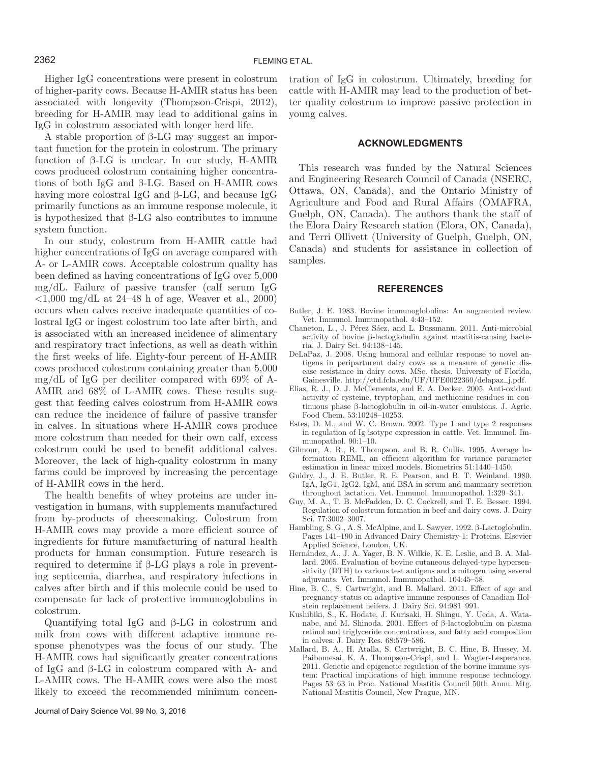Higher IgG concentrations were present in colostrum of higher-parity cows. Because H-AMIR status has been associated with longevity (Thompson-Crispi, 2012), breeding for H-AMIR may lead to additional gains in IgG in colostrum associated with longer herd life.

A stable proportion of β-LG may suggest an important function for the protein in colostrum. The primary function of β-LG is unclear. In our study, H-AMIR cows produced colostrum containing higher concentrations of both IgG and β-LG. Based on H-AMIR cows having more colostral IgG and β-LG, and because IgG primarily functions as an immune response molecule, it is hypothesized that β-LG also contributes to immune system function.

In our study, colostrum from H-AMIR cattle had higher concentrations of IgG on average compared with A- or L-AMIR cows. Acceptable colostrum quality has been defined as having concentrations of IgG over 5,000 mg/dL. Failure of passive transfer (calf serum IgG <1,000 mg/dL at 24–48 h of age, Weaver et al., 2000) occurs when calves receive inadequate quantities of colostral IgG or ingest colostrum too late after birth, and is associated with an increased incidence of alimentary and respiratory tract infections, as well as death within the first weeks of life. Eighty-four percent of H-AMIR cows produced colostrum containing greater than 5,000 mg/dL of IgG per deciliter compared with 69% of A-AMIR and 68% of L-AMIR cows. These results suggest that feeding calves colostrum from H-AMIR cows can reduce the incidence of failure of passive transfer in calves. In situations where H-AMIR cows produce more colostrum than needed for their own calf, excess colostrum could be used to benefit additional calves. Moreover, the lack of high-quality colostrum in many farms could be improved by increasing the percentage of H-AMIR cows in the herd.

The health benefits of whey proteins are under investigation in humans, with supplements manufactured from by-products of cheesemaking. Colostrum from H-AMIR cows may provide a more efficient source of ingredients for future manufacturing of natural health products for human consumption. Future research is required to determine if β-LG plays a role in preventing septicemia, diarrhea, and respiratory infections in calves after birth and if this molecule could be used to compensate for lack of protective immunoglobulins in colostrum.

Quantifying total IgG and β-LG in colostrum and milk from cows with different adaptive immune response phenotypes was the focus of our study. The H-AMIR cows had significantly greater concentrations of IgG and β-LG in colostrum compared with A- and L-AMIR cows. The H-AMIR cows were also the most likely to exceed the recommended minimum concentration of IgG in colostrum. Ultimately, breeding for cattle with H-AMIR may lead to the production of better quality colostrum to improve passive protection in young calves.

## ACKNOWLEDGMENTS

This research was funded by the Natural Sciences and Engineering Research Council of Canada (NSERC, Ottawa, ON, Canada), and the Ontario Ministry of Agriculture and Food and Rural Affairs (OMAFRA, Guelph, ON, Canada). The authors thank the staff of the Elora Dairy Research station (Elora, ON, Canada), and Terri Ollivett (University of Guelph, Guelph, ON, Canada) and students for assistance in collection of samples.

## REFERENCES

Butler, J. E. 1983. Bovine immunoglobulins: An augmented review. Vet. Immunol. Immunopathol. 4:43–152.

Chaneton, L., J. Pérez Sáez, and L. Bussmann. 2011. Anti-microbial activity of bovine β-lactoglobulin against mastitis-causing bacteria. J. Dairy Sci. 94:138–145.

DeLaPaz, J. 2008. Using humoral and cellular response to novel antigens in periparturient dairy cows as a measure of genetic disease resistance in dairy cows. MSc. thesis. University of Florida, Gainesville. http://etd.fcla.edu/UF/UFE0022360/delapaz_j.pdf.

Elias, R. J., D. J. McClements, and E. A. Decker. 2005. Anti-oxidant activity of cysteine, tryptophan, and methionine residues in continuous phase β-lactoglobulin in oil-in-water emulsions. J. Agric. Food Chem. 53:10248–10253.

Estes, D. M., and W. C. Brown. 2002. Type 1 and type 2 responses in regulation of Ig isotype expression in cattle. Vet. Immunol. Immunopathol. 90:1–10.

Gilmour, A. R., R. Thompson, and B. R. Cullis. 1995. Average Information REML, an efficient algorithm for variance parameter estimation in linear mixed models. Biometrics 51:1440–1450.

Guidry, J., J. E. Butler, R. E. Pearson, and B. T. Weinland. 1980. IgA, IgG1, IgG2, IgM, and BSA in serum and mammary secretion throughout lactation. Vet. Immunol. Immunopathol. 1:329–341.

Guy, M. A., T. B. McFadden, D. C. Cockrell, and T. E. Besser. 1994. Regulation of colostrum formation in beef and dairy cows. J. Dairy Sci. 77:3002–3007.

Hambling, S. G., A. S. McAlpine, and L. Sawyer. 1992. β-Lactoglobulin. Pages 141–190 in Advanced Dairy Chemistry-1: Proteins. Elsevier Applied Science, London, UK.

Hernández, A., J. A. Yager, B. N. Wilkie, K. E. Leslie, and B. A. Mallard. 2005. Evaluation of bovine cutaneous delayed-type hypersensitivity (DTH) to various test antigens and a mitogen using several adjuvants. Vet. Immunol. Immunopathol. 104:45–58.

Hine, B. C., S. Cartwright, and B. Mallard. 2011. Effect of age and pregnancy status on adaptive immune responses of Canadian Holstein replacement heifers. J. Dairy Sci. 94:981–991.

Kushibiki, S., K. Hodate, J. Kurisaki, H. Shingu, Y. Ueda, A. Watanabe, and M. Shinoda. 2001. Effect of β-lactoglobulin on plasma retinol and triglyceride concentrations, and fatty acid composition in calves. J. Dairy Res. 68:579–586.

Mallard, B. A., H. Atalla, S. Cartwright, B. C. Hine, B. Hussey, M. Paibomesai, K. A. Thompson-Crispi, and L. Wagter-Lesperance. 2011. Genetic and epigenetic regulation of the bovine immune system: Practical implications of high immune response technology. Pages 53–63 in Proc. National Mastitis Council 50th Annu. Mtg. National Mastitis Council, New Prague, MN.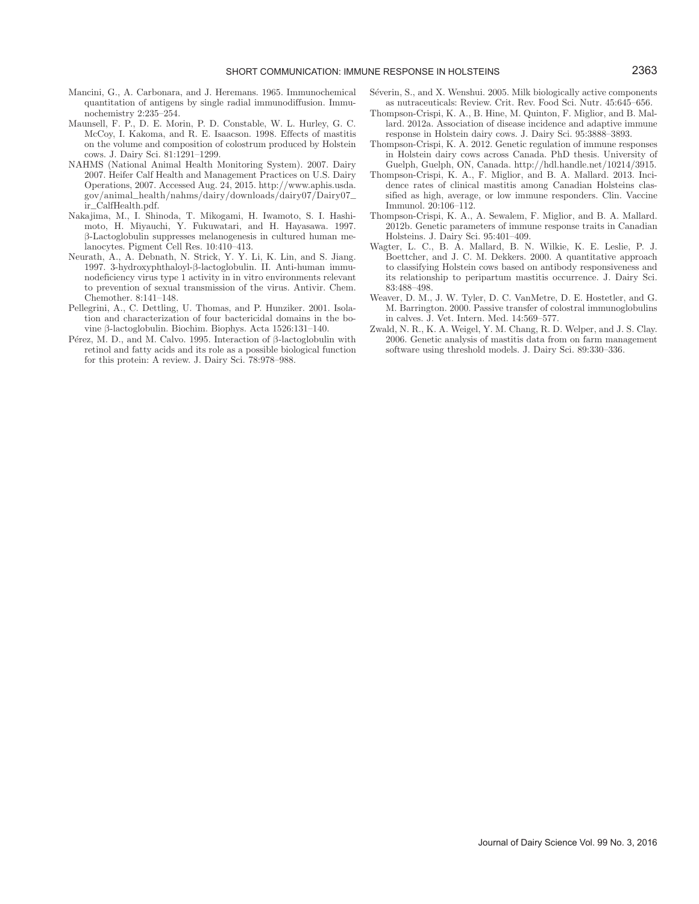Mancini, G., A. Carbonara, and J. Heremans. 1965. Immunochemical quantitation of antigens by single radial immunodiffusion. Immunochemistry 2:235–254.

Maunsell, F. P., D. E. Morin, P. D. Constable, W. L. Hurley, G. C. McCoy, I. Kakoma, and R. E. Isaacson. 1998. Effects of mastitis on the volume and composition of colostrum produced by Holstein cows. J. Dairy Sci. 81:1291–1299.

NAHMS (National Animal Health Monitoring System). 2007. Dairy 2007. Heifer Calf Health and Management Practices on U.S. Dairy Operations, 2007. Accessed Aug. 24, 2015. http://www.aphis.usda.gov/animal_health/nahms/dairy/downloads/dairy07/Dairy07_ir_CalfHealth.pdf.

Nakajima, M., I. Shinoda, T. Mikogami, H. Iwamoto, S. I. Hashimoto, H. Miyauchi, Y. Fukuwatari, and H. Hayasawa. 1997. β-Lactoglobulin suppresses melanogenesis in cultured human melanocytes. Pigment Cell Res. 10:410–413.

Neurath, A., A. Debnath, N. Strick, Y. Y. Li, K. Lin, and S. Jiang. 1997. 3-hydroxyphthaloyl-β-lactoglobulin. II. Anti-human immunodeficiency virus type 1 activity in in vitro environments relevant to prevention of sexual transmission of the virus. Antivir. Chem. Chemother. 8:141–148.

Pellegrini, A., C. Dettling, U. Thomas, and P. Hunziker. 2001. Isolation and characterization of four bactericidal domains in the bovine β-lactoglobulin. Biochim. Biophys. Acta 1526:131–140.

Pérez, M. D., and M. Calvo. 1995. Interaction of β-lactoglobulin with retinol and fatty acids and its role as a possible biological function for this protein: A review. J. Dairy Sci. 78:978–988.

Séverin, S., and X. Wenshui. 2005. Milk biologically active components as nutraceuticals: Review. Crit. Rev. Food Sci. Nutr. 45:645–656.

Thompson-Crispi, K. A., B. Hine, M. Quinton, F. Miglior, and B. Mallard. 2012a. Association of disease incidence and adaptive immune response in Holstein dairy cows. J. Dairy Sci. 95:3888–3893.

Thompson-Crispi, K. A. 2012. Genetic regulation of immune responses in Holstein dairy cows across Canada. PhD thesis. University of Guelph, Guelph, ON, Canada. http://hdl.handle.net/10214/3915.

Thompson-Crispi, K. A., F. Miglior, and B. A. Mallard. 2013. Incidence rates of clinical mastitis among Canadian Holsteins classified as high, average, or low immune responders. Clin. Vaccine Immunol. 20:106–112.

Thompson-Crispi, K. A., A. Sewalem, F. Miglior, and B. A. Mallard. 2012b. Genetic parameters of immune response traits in Canadian Holsteins. J. Dairy Sci. 95:401–409.

Wagter, L. C., B. A. Mallard, B. N. Wilkie, K. E. Leslie, P. J. Boettcher, and J. C. M. Dekkers. 2000. A quantitative approach to classifying Holstein cows based on antibody responsiveness and its relationship to peripartum mastitis occurrence. J. Dairy Sci. 83:488–498.

Weaver, D. M., J. W. Tyler, D. C. VanMetre, D. E. Hostetler, and G. M. Barrington. 2000. Passive transfer of colostral immunoglobulins in calves. J. Vet. Intern. Med. 14:569–577.

Zwald, N. R., K. A. Weigel, Y. M. Chang, R. D. Welper, and J. S. Clay. 2006. Genetic analysis of mastitis data from on farm management software using threshold models. J. Dairy Sci. 89:330–336.